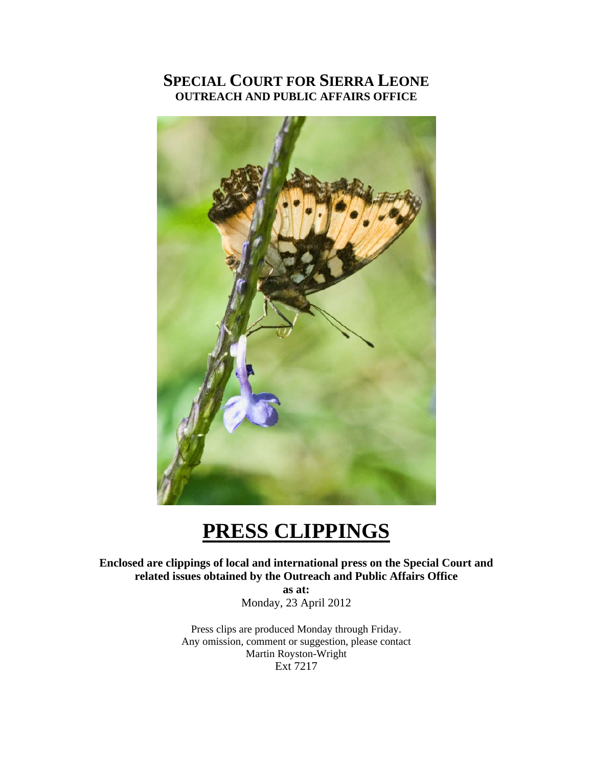# SPECIAL COURT FOR SIERRA LEONE

## OUTREACH AND PUBLIC AFFAIRS OFFICE

# PRESS CLIPPINGS

**Enclosed are clippings of local and international press on the Special Court and related issues obtained by the Outreach and Public Affairs Office**

**as at:**

Monday, 23 April 2012

Press clips are produced Monday through Friday.
Any omission, comment or suggestion, please contact
Martin Royston-Wright
Ext 7217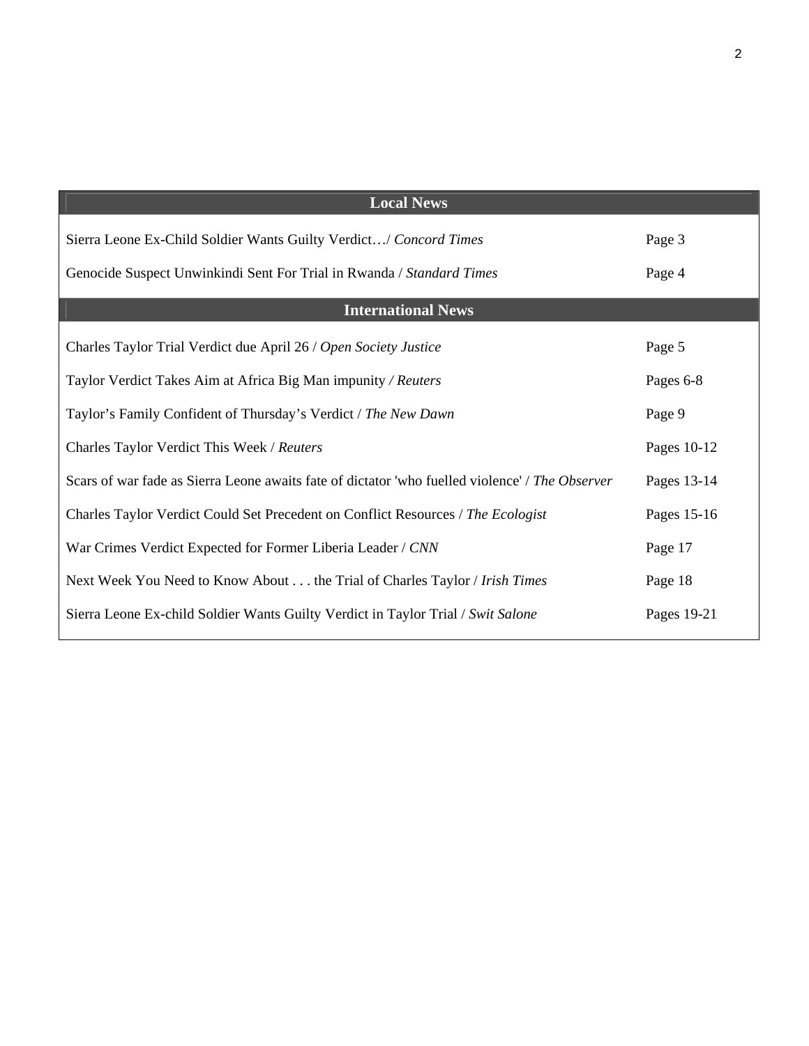| Local News | |
|---|---|
| Sierra Leone Ex-Child Soldier Wants Guilty Verdict…/ *Concord Times* | Page 3 |
| Genocide Suspect Unwinkindi Sent For Trial in Rwanda / *Standard Times* | Page 4 |
| **International News** | |
| Charles Taylor Trial Verdict due April 26 / *Open Society Justice* | Page 5 |
| Taylor Verdict Takes Aim at Africa Big Man impunity */ Reuters* | Pages 6-8 |
| Taylor's Family Confident of Thursday's Verdict / *The New Dawn* | Page 9 |
| Charles Taylor Verdict This Week / *Reuters* | Pages 10-12 |
| Scars of war fade as Sierra Leone awaits fate of dictator 'who fuelled violence' / *The Observer* | Pages 13-14 |
| Charles Taylor Verdict Could Set Precedent on Conflict Resources / *The Ecologist* | Pages 15-16 |
| War Crimes Verdict Expected for Former Liberia Leader / *CNN* | Page 17 |
| Next Week You Need to Know About . . . the Trial of Charles Taylor / *Irish Times* | Page 18 |
| Sierra Leone Ex-child Soldier Wants Guilty Verdict in Taylor Trial / *Swit Salone* | Pages 19-21 |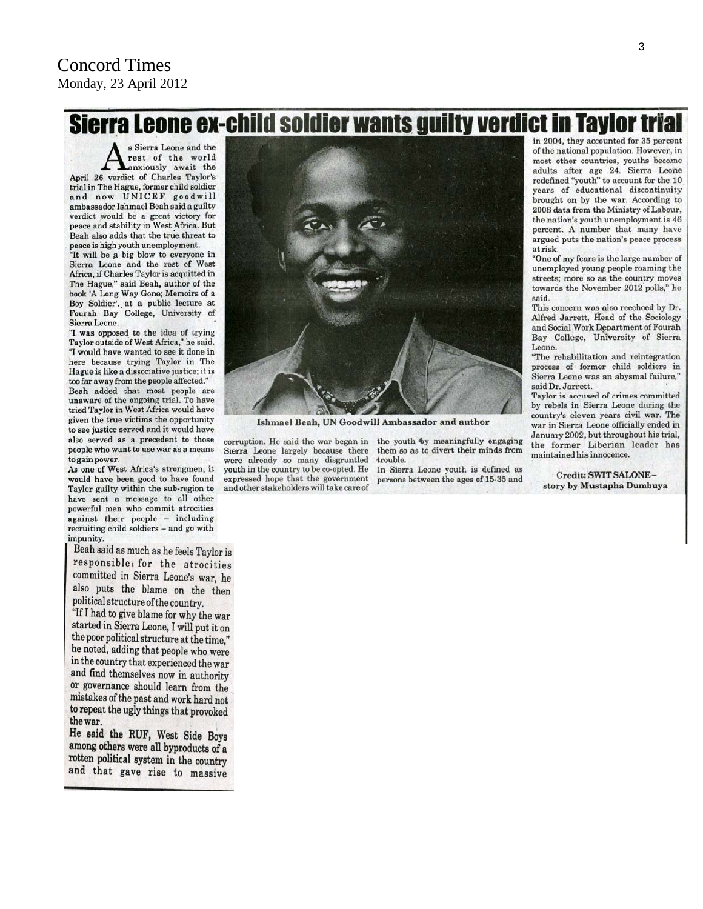Concord Times
Monday, 23 April 2012

# Sierra Leone ex-child soldier wants guilty verdict in Taylor trial

As Sierra Leone and the rest of the world anxiously await the April 26 verdict of Charles Taylor's trial in The Hague, former child soldier and now UNICEF goodwill ambassador Ishmael Beah said a guilty verdict would be a great victory for peace and stability in West Africa. But Beah also adds that the true threat to peace is high youth unemployment.

"It will be a big blow to everyone in Sierra Leone and the rest of West Africa, if Charles Taylor is acquitted in The Hague," said Beah, author of the book 'A Long Way Gone; Memoirs of a Boy Soldier', at a public lecture at Fourah Bay College, University of Sierra Leone.

"I was opposed to the idea of trying Taylor outside of West Africa," he said. "I would have wanted to see it done in here because trying Taylor in The Hague is like a dissociative justice; it is too far away from the people affected."

Beah added that most people are unaware of the ongoing trial. To have tried Taylor in West Africa would have given the true victims the opportunity to see justice served and it would have also served as a precedent to those people who want to use war as a means to gain power.

As one of West Africa's strongmen, it would have been good to have found Taylor guilty within the sub-region to have sent a message to all other powerful men who commit atrocities against their people – including recruiting child soldiers – and go with impunity.

Beah said as much as he feels Taylor is responsible for the atrocities committed in Sierra Leone's war, he also puts the blame on the then political structure of the country.

"If I had to give blame for why the war started in Sierra Leone, I will put it on the poor political structure at the time," he noted, adding that people who were in the country that experienced the war and find themselves now in authority or governance should learn from the mistakes of the past and work hard not to repeat the ugly things that provoked the war.

He said the RUF, West Side Boys among others were all byproducts of a rotten political system in the country and that gave rise to massive corruption. He said the war began in Sierra Leone largely because there were already so many disgruntled youth in the country to be co-opted. He expressed hope that the government and other stakeholders will take care of the youth by meaningfully engaging them so as to divert their minds from trouble.

Ishmael Beah, UN Goodwill Ambassador and author

In Sierra Leone youth is defined as persons between the ages of 15-35 and in 2004, they accounted for 35 percent of the national population. However, in most other countries, youths become adults after age 24. Sierra Leone redefined "youth" to account for the 10 years of educational discontinuity brought on by the war. According to 2008 data from the Ministry of Labour, the nation's youth unemployment is 46 percent. A number that many have argued puts the nation's peace process at risk.

"One of my fears is the large number of unemployed young people roaming the streets; more so as the country moves towards the November 2012 polls," he said.

This concern was also reechoed by Dr. Alfred Jarrett, Head of the Sociology and Social Work Department of Fourah Bay College, University of Sierra Leone.

"The rehabilitation and reintegration process of former child soldiers in Sierra Leone was an abysmal failure," said Dr. Jarrett.

Taylor is accused of crimes committed by rebels in Sierra Leone during the country's eleven years civil war. The war in Sierra Leone officially ended in January 2002, but throughout his trial, the former Liberian leader has maintained his innocence.

**Credit: SWIT SALONE – story by Mustapha Dumbuya**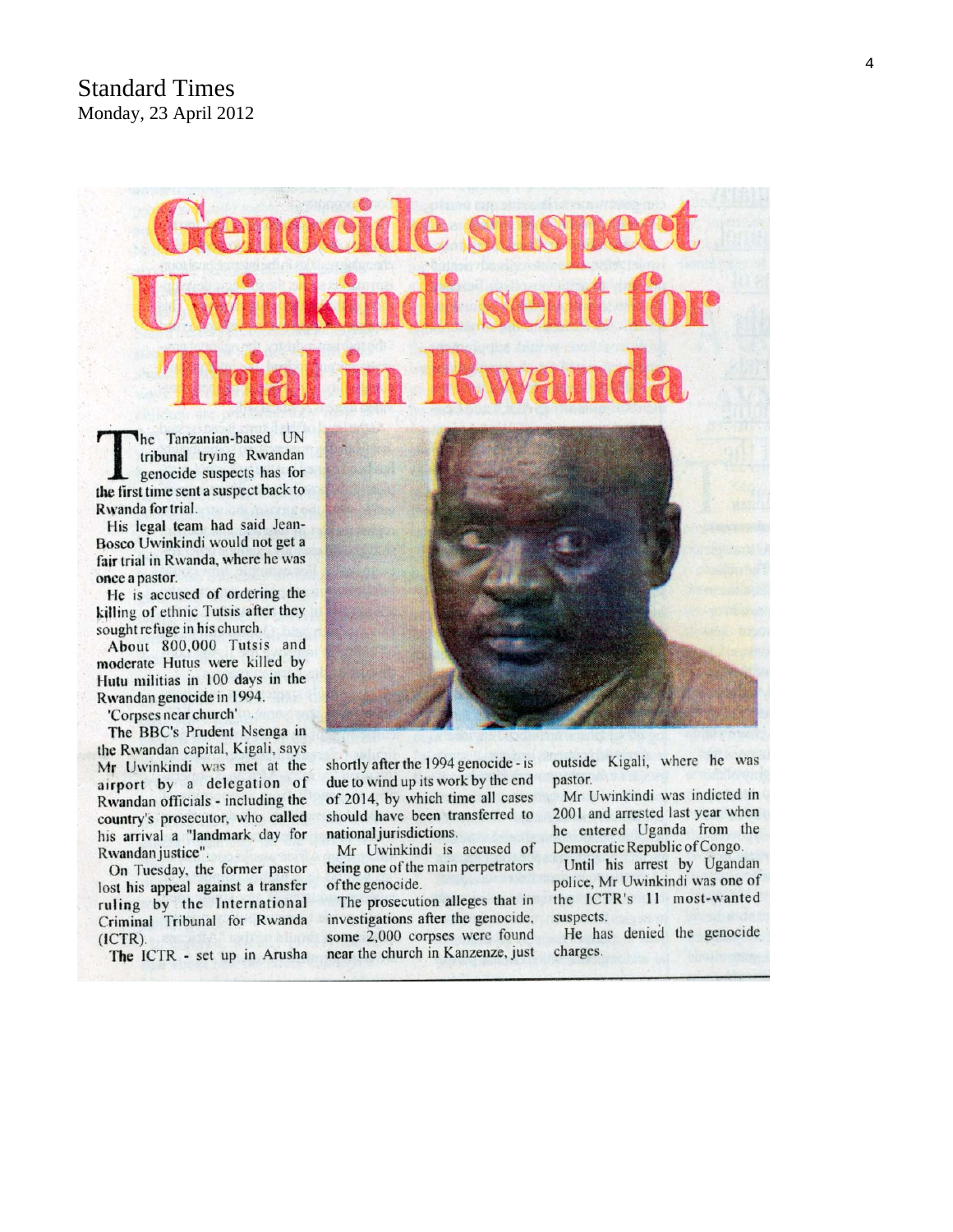Standard Times
Monday, 23 April 2012

# Genocide suspect Uwinkindi sent for Trial in Rwanda

The Tanzanian-based UN tribunal trying Rwandan genocide suspects has for the first time sent a suspect back to Rwanda for trial.

His legal team had said Jean-Bosco Uwinkindi would not get a fair trial in Rwanda, where he was once a pastor.

He is accused of ordering the killing of ethnic Tutsis after they sought refuge in his church.

About 800,000 Tutsis and moderate Hutus were killed by Hutu militias in 100 days in the Rwandan genocide in 1994.

'Corpses near church'

The BBC's Prudent Nsenga in the Rwandan capital, Kigali, says Mr Uwinkindi was met at the airport by a delegation of Rwandan officials - including the country's prosecutor, who called his arrival a "landmark day for Rwandan justice".

On Tuesday, the former pastor lost his appeal against a transfer ruling by the International Criminal Tribunal for Rwanda (ICTR).

The ICTR - set up in Arusha shortly after the 1994 genocide - is due to wind up its work by the end of 2014, by which time all cases should have been transferred to national jurisdictions.

Mr Uwinkindi is accused of being one of the main perpetrators of the genocide.

The prosecution alleges that in investigations after the genocide, some 2,000 corpses were found near the church in Kanzenze, just outside Kigali, where he was pastor.

Mr Uwinkindi was indicted in 2001 and arrested last year when he entered Uganda from the Democratic Republic of Congo.

Until his arrest by Ugandan police, Mr Uwinkindi was one of the ICTR's 11 most-wanted suspects.

He has denied the genocide charges.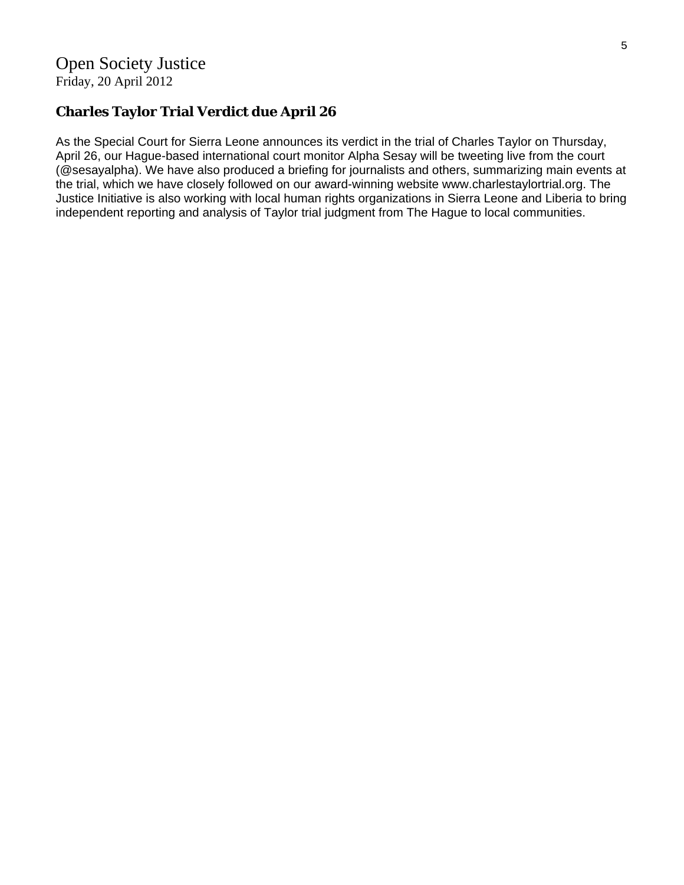Open Society Justice
Friday, 20 April 2012

## Charles Taylor Trial Verdict due April 26

As the Special Court for Sierra Leone announces its verdict in the trial of Charles Taylor on Thursday, April 26, our Hague-based international court monitor Alpha Sesay will be tweeting live from the court (@sesayalpha). We have also produced a briefing for journalists and others, summarizing main events at the trial, which we have closely followed on our award-winning website www.charlestaylortrial.org. The Justice Initiative is also working with local human rights organizations in Sierra Leone and Liberia to bring independent reporting and analysis of Taylor trial judgment from The Hague to local communities.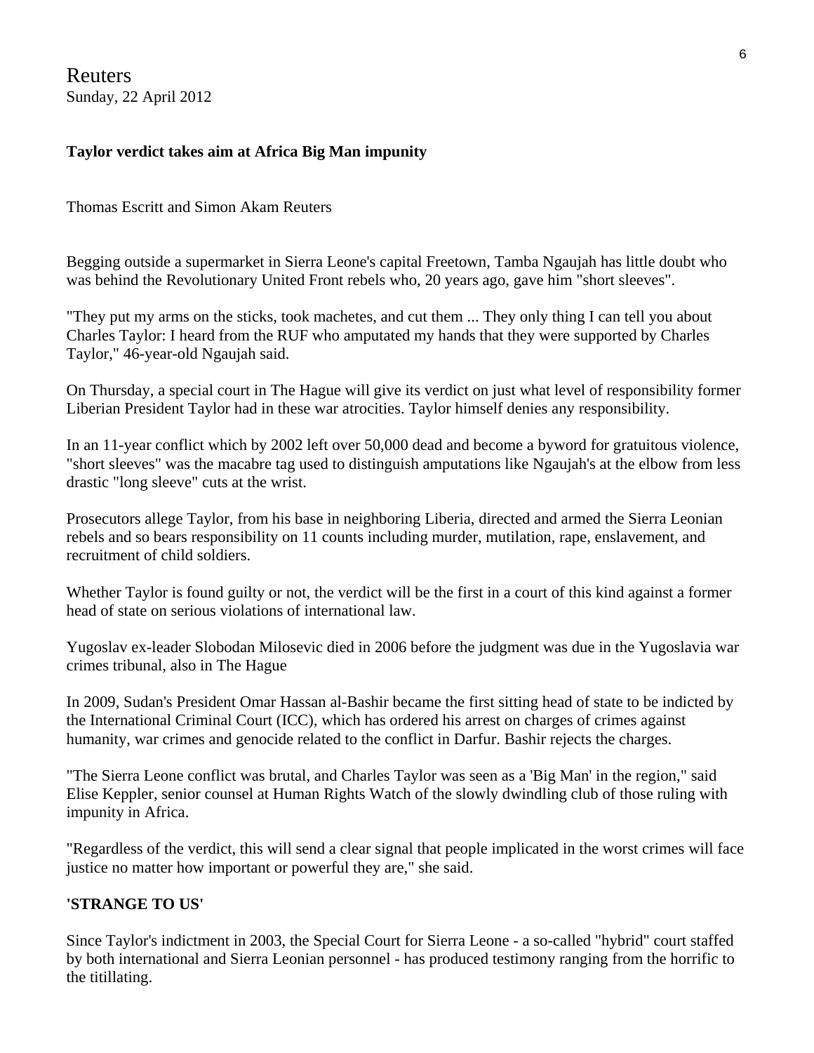Reuters
Sunday, 22 April 2012

**Taylor verdict takes aim at Africa Big Man impunity**

Thomas Escritt and Simon Akam Reuters

Begging outside a supermarket in Sierra Leone's capital Freetown, Tamba Ngaujah has little doubt who was behind the Revolutionary United Front rebels who, 20 years ago, gave him "short sleeves".

"They put my arms on the sticks, took machetes, and cut them ... They only thing I can tell you about Charles Taylor: I heard from the RUF who amputated my hands that they were supported by Charles Taylor," 46-year-old Ngaujah said.

On Thursday, a special court in The Hague will give its verdict on just what level of responsibility former Liberian President Taylor had in these war atrocities. Taylor himself denies any responsibility.

In an 11-year conflict which by 2002 left over 50,000 dead and become a byword for gratuitous violence, "short sleeves" was the macabre tag used to distinguish amputations like Ngaujah's at the elbow from less drastic "long sleeve" cuts at the wrist.

Prosecutors allege Taylor, from his base in neighboring Liberia, directed and armed the Sierra Leonian rebels and so bears responsibility on 11 counts including murder, mutilation, rape, enslavement, and recruitment of child soldiers.

Whether Taylor is found guilty or not, the verdict will be the first in a court of this kind against a former head of state on serious violations of international law.

Yugoslav ex-leader Slobodan Milosevic died in 2006 before the judgment was due in the Yugoslavia war crimes tribunal, also in The Hague

In 2009, Sudan's President Omar Hassan al-Bashir became the first sitting head of state to be indicted by the International Criminal Court (ICC), which has ordered his arrest on charges of crimes against humanity, war crimes and genocide related to the conflict in Darfur. Bashir rejects the charges.

"The Sierra Leone conflict was brutal, and Charles Taylor was seen as a 'Big Man' in the region," said Elise Keppler, senior counsel at Human Rights Watch of the slowly dwindling club of those ruling with impunity in Africa.

"Regardless of the verdict, this will send a clear signal that people implicated in the worst crimes will face justice no matter how important or powerful they are," she said.

**'STRANGE TO US'**

Since Taylor's indictment in 2003, the Special Court for Sierra Leone - a so-called "hybrid" court staffed by both international and Sierra Leonian personnel - has produced testimony ranging from the horrific to the titillating.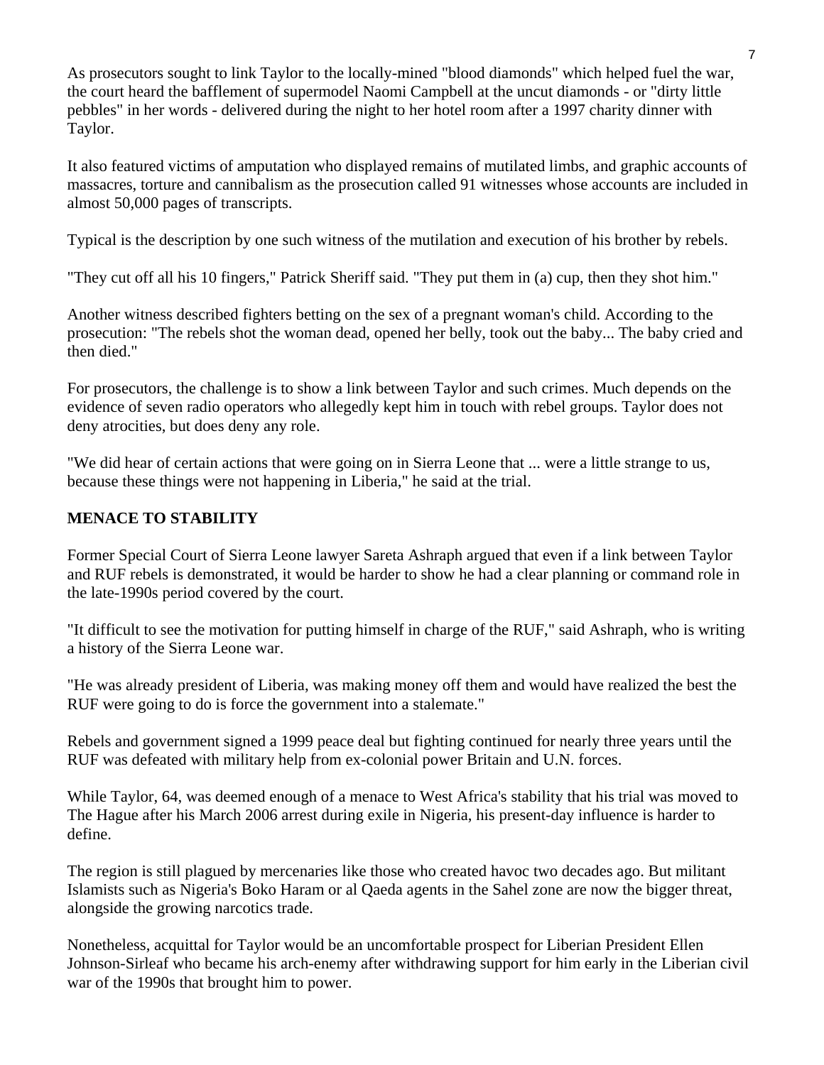As prosecutors sought to link Taylor to the locally-mined "blood diamonds" which helped fuel the war, the court heard the bafflement of supermodel Naomi Campbell at the uncut diamonds - or "dirty little pebbles" in her words - delivered during the night to her hotel room after a 1997 charity dinner with Taylor.

It also featured victims of amputation who displayed remains of mutilated limbs, and graphic accounts of massacres, torture and cannibalism as the prosecution called 91 witnesses whose accounts are included in almost 50,000 pages of transcripts.

Typical is the description by one such witness of the mutilation and execution of his brother by rebels.

"They cut off all his 10 fingers," Patrick Sheriff said. "They put them in (a) cup, then they shot him."

Another witness described fighters betting on the sex of a pregnant woman's child. According to the prosecution: "The rebels shot the woman dead, opened her belly, took out the baby... The baby cried and then died."

For prosecutors, the challenge is to show a link between Taylor and such crimes. Much depends on the evidence of seven radio operators who allegedly kept him in touch with rebel groups. Taylor does not deny atrocities, but does deny any role.

"We did hear of certain actions that were going on in Sierra Leone that ... were a little strange to us, because these things were not happening in Liberia," he said at the trial.

## MENACE TO STABILITY

Former Special Court of Sierra Leone lawyer Sareta Ashraph argued that even if a link between Taylor and RUF rebels is demonstrated, it would be harder to show he had a clear planning or command role in the late-1990s period covered by the court.

"It difficult to see the motivation for putting himself in charge of the RUF," said Ashraph, who is writing a history of the Sierra Leone war.

"He was already president of Liberia, was making money off them and would have realized the best the RUF were going to do is force the government into a stalemate."

Rebels and government signed a 1999 peace deal but fighting continued for nearly three years until the RUF was defeated with military help from ex-colonial power Britain and U.N. forces.

While Taylor, 64, was deemed enough of a menace to West Africa's stability that his trial was moved to The Hague after his March 2006 arrest during exile in Nigeria, his present-day influence is harder to define.

The region is still plagued by mercenaries like those who created havoc two decades ago. But militant Islamists such as Nigeria's Boko Haram or al Qaeda agents in the Sahel zone are now the bigger threat, alongside the growing narcotics trade.

Nonetheless, acquittal for Taylor would be an uncomfortable prospect for Liberian President Ellen Johnson-Sirleaf who became his arch-enemy after withdrawing support for him early in the Liberian civil war of the 1990s that brought him to power.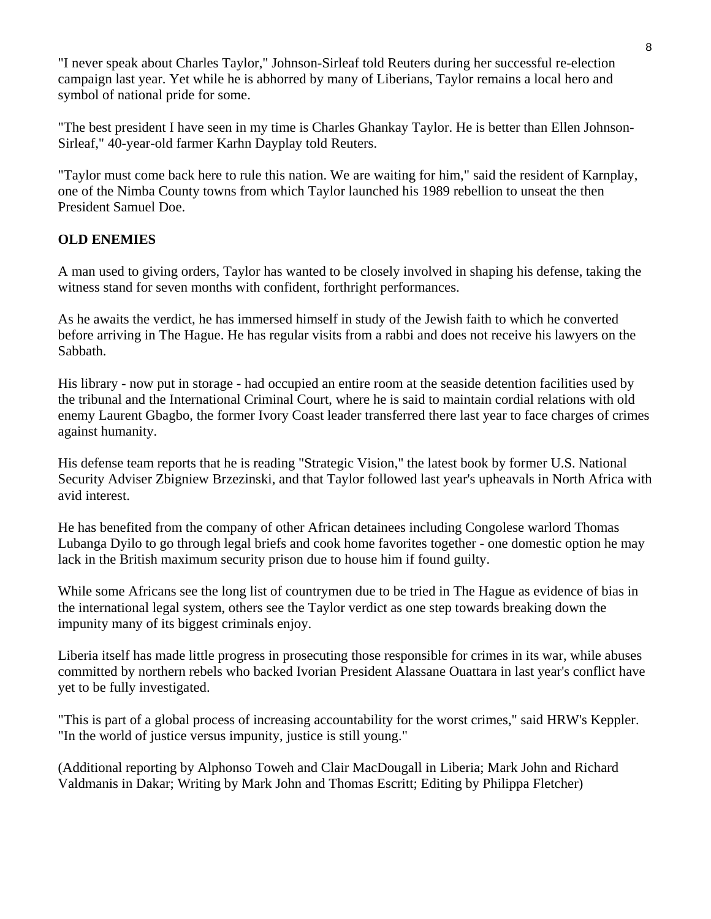"I never speak about Charles Taylor," Johnson-Sirleaf told Reuters during her successful re-election campaign last year. Yet while he is abhorred by many of Liberians, Taylor remains a local hero and symbol of national pride for some.

"The best president I have seen in my time is Charles Ghankay Taylor. He is better than Ellen Johnson-Sirleaf," 40-year-old farmer Karhn Dayplay told Reuters.

"Taylor must come back here to rule this nation. We are waiting for him," said the resident of Karnplay, one of the Nimba County towns from which Taylor launched his 1989 rebellion to unseat the then President Samuel Doe.

**OLD ENEMIES**

A man used to giving orders, Taylor has wanted to be closely involved in shaping his defense, taking the witness stand for seven months with confident, forthright performances.

As he awaits the verdict, he has immersed himself in study of the Jewish faith to which he converted before arriving in The Hague. He has regular visits from a rabbi and does not receive his lawyers on the Sabbath.

His library - now put in storage - had occupied an entire room at the seaside detention facilities used by the tribunal and the International Criminal Court, where he is said to maintain cordial relations with old enemy Laurent Gbagbo, the former Ivory Coast leader transferred there last year to face charges of crimes against humanity.

His defense team reports that he is reading "Strategic Vision," the latest book by former U.S. National Security Adviser Zbigniew Brzezinski, and that Taylor followed last year's upheavals in North Africa with avid interest.

He has benefited from the company of other African detainees including Congolese warlord Thomas Lubanga Dyilo to go through legal briefs and cook home favorites together - one domestic option he may lack in the British maximum security prison due to house him if found guilty.

While some Africans see the long list of countrymen due to be tried in The Hague as evidence of bias in the international legal system, others see the Taylor verdict as one step towards breaking down the impunity many of its biggest criminals enjoy.

Liberia itself has made little progress in prosecuting those responsible for crimes in its war, while abuses committed by northern rebels who backed Ivorian President Alassane Ouattara in last year's conflict have yet to be fully investigated.

"This is part of a global process of increasing accountability for the worst crimes," said HRW's Keppler. "In the world of justice versus impunity, justice is still young."

(Additional reporting by Alphonso Toweh and Clair MacDougall in Liberia; Mark John and Richard Valdmanis in Dakar; Writing by Mark John and Thomas Escritt; Editing by Philippa Fletcher)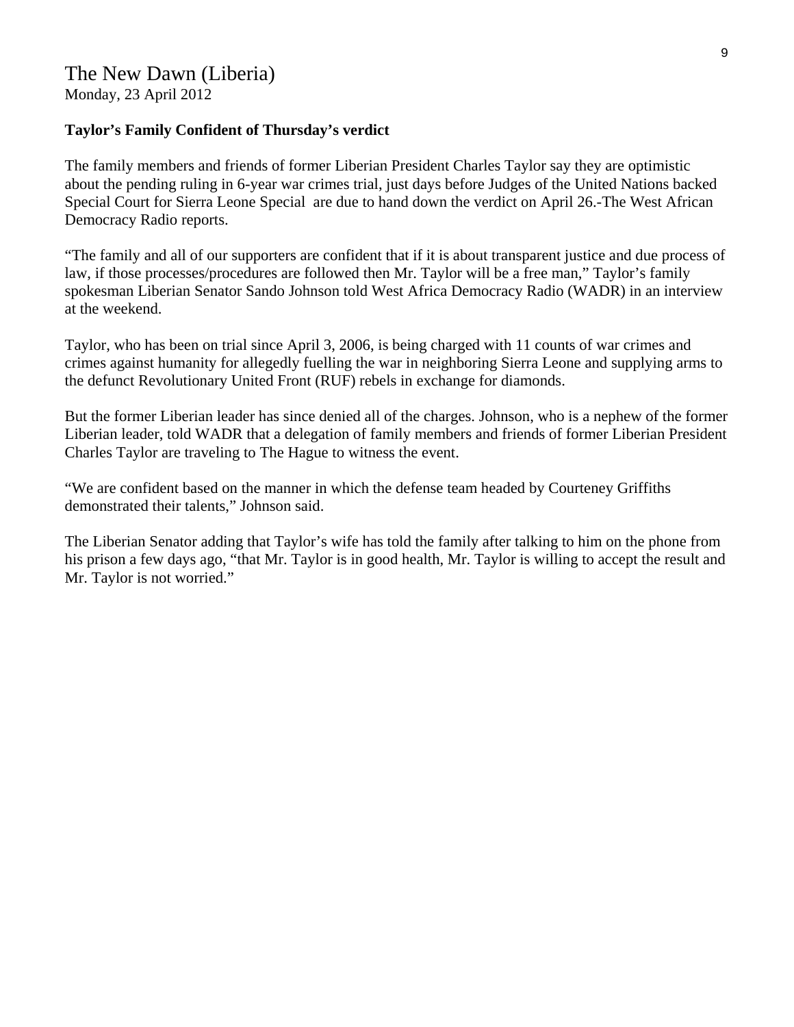## The New Dawn (Liberia)
Monday, 23 April 2012

**Taylor's Family Confident of Thursday's verdict**

The family members and friends of former Liberian President Charles Taylor say they are optimistic about the pending ruling in 6-year war crimes trial, just days before Judges of the United Nations backed Special Court for Sierra Leone Special  are due to hand down the verdict on April 26.-The West African Democracy Radio reports.

"The family and all of our supporters are confident that if it is about transparent justice and due process of law, if those processes/procedures are followed then Mr. Taylor will be a free man," Taylor's family spokesman Liberian Senator Sando Johnson told West Africa Democracy Radio (WADR) in an interview at the weekend.

Taylor, who has been on trial since April 3, 2006, is being charged with 11 counts of war crimes and crimes against humanity for allegedly fuelling the war in neighboring Sierra Leone and supplying arms to the defunct Revolutionary United Front (RUF) rebels in exchange for diamonds.

But the former Liberian leader has since denied all of the charges. Johnson, who is a nephew of the former Liberian leader, told WADR that a delegation of family members and friends of former Liberian President Charles Taylor are traveling to The Hague to witness the event.

"We are confident based on the manner in which the defense team headed by Courteney Griffiths demonstrated their talents," Johnson said.

The Liberian Senator adding that Taylor's wife has told the family after talking to him on the phone from his prison a few days ago, "that Mr. Taylor is in good health, Mr. Taylor is willing to accept the result and Mr. Taylor is not worried."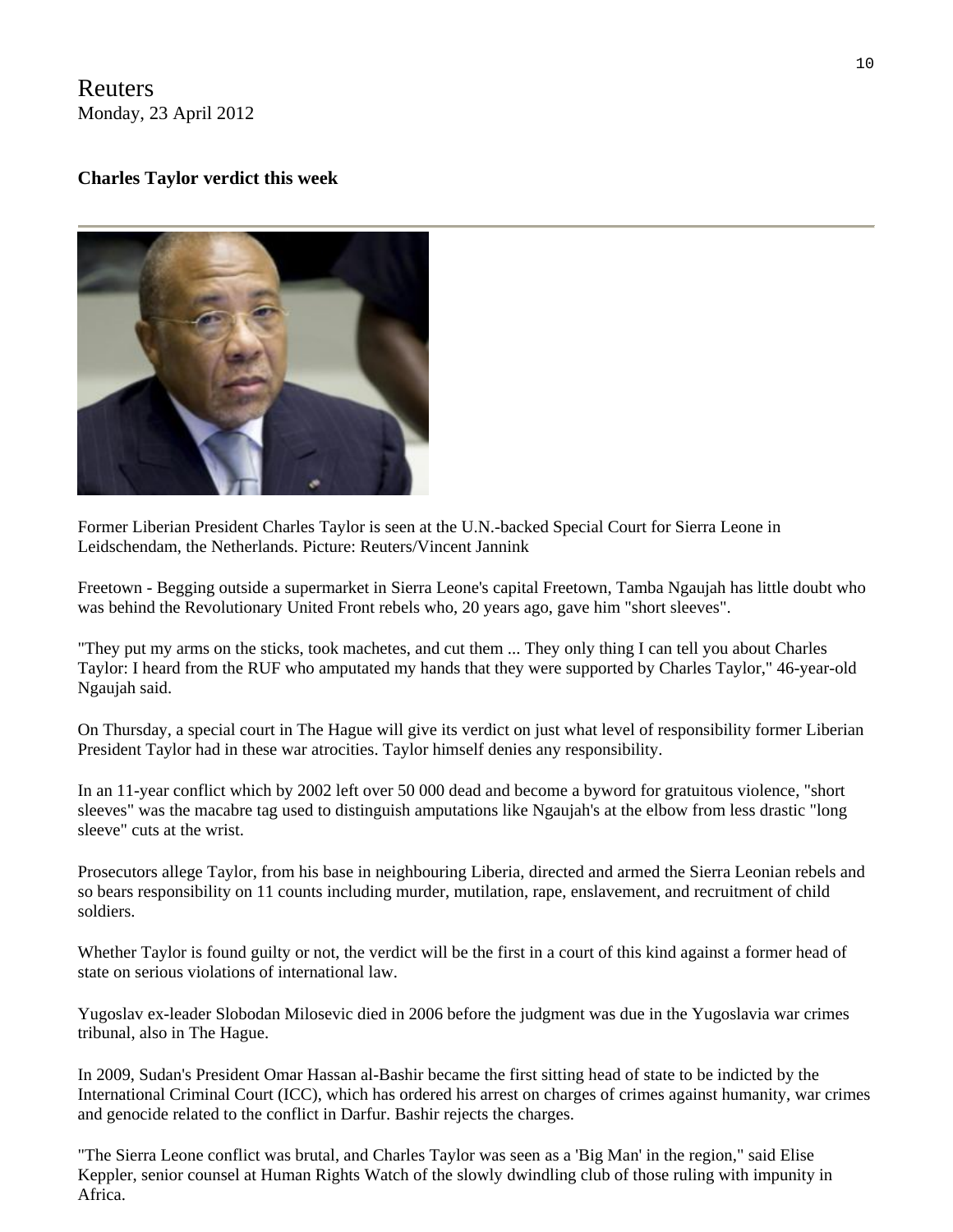Reuters
Monday, 23 April 2012

**Charles Taylor verdict this week**

Former Liberian President Charles Taylor is seen at the U.N.-backed Special Court for Sierra Leone in Leidschendam, the Netherlands. Picture: Reuters/Vincent Jannink

Freetown - Begging outside a supermarket in Sierra Leone's capital Freetown, Tamba Ngaujah has little doubt who was behind the Revolutionary United Front rebels who, 20 years ago, gave him "short sleeves".

"They put my arms on the sticks, took machetes, and cut them ... They only thing I can tell you about Charles Taylor: I heard from the RUF who amputated my hands that they were supported by Charles Taylor," 46-year-old Ngaujah said.

On Thursday, a special court in The Hague will give its verdict on just what level of responsibility former Liberian President Taylor had in these war atrocities. Taylor himself denies any responsibility.

In an 11-year conflict which by 2002 left over 50 000 dead and become a byword for gratuitous violence, "short sleeves" was the macabre tag used to distinguish amputations like Ngaujah's at the elbow from less drastic "long sleeve" cuts at the wrist.

Prosecutors allege Taylor, from his base in neighbouring Liberia, directed and armed the Sierra Leonian rebels and so bears responsibility on 11 counts including murder, mutilation, rape, enslavement, and recruitment of child soldiers.

Whether Taylor is found guilty or not, the verdict will be the first in a court of this kind against a former head of state on serious violations of international law.

Yugoslav ex-leader Slobodan Milosevic died in 2006 before the judgment was due in the Yugoslavia war crimes tribunal, also in The Hague.

In 2009, Sudan's President Omar Hassan al-Bashir became the first sitting head of state to be indicted by the International Criminal Court (ICC), which has ordered his arrest on charges of crimes against humanity, war crimes and genocide related to the conflict in Darfur. Bashir rejects the charges.

"The Sierra Leone conflict was brutal, and Charles Taylor was seen as a 'Big Man' in the region," said Elise Keppler, senior counsel at Human Rights Watch of the slowly dwindling club of those ruling with impunity in Africa.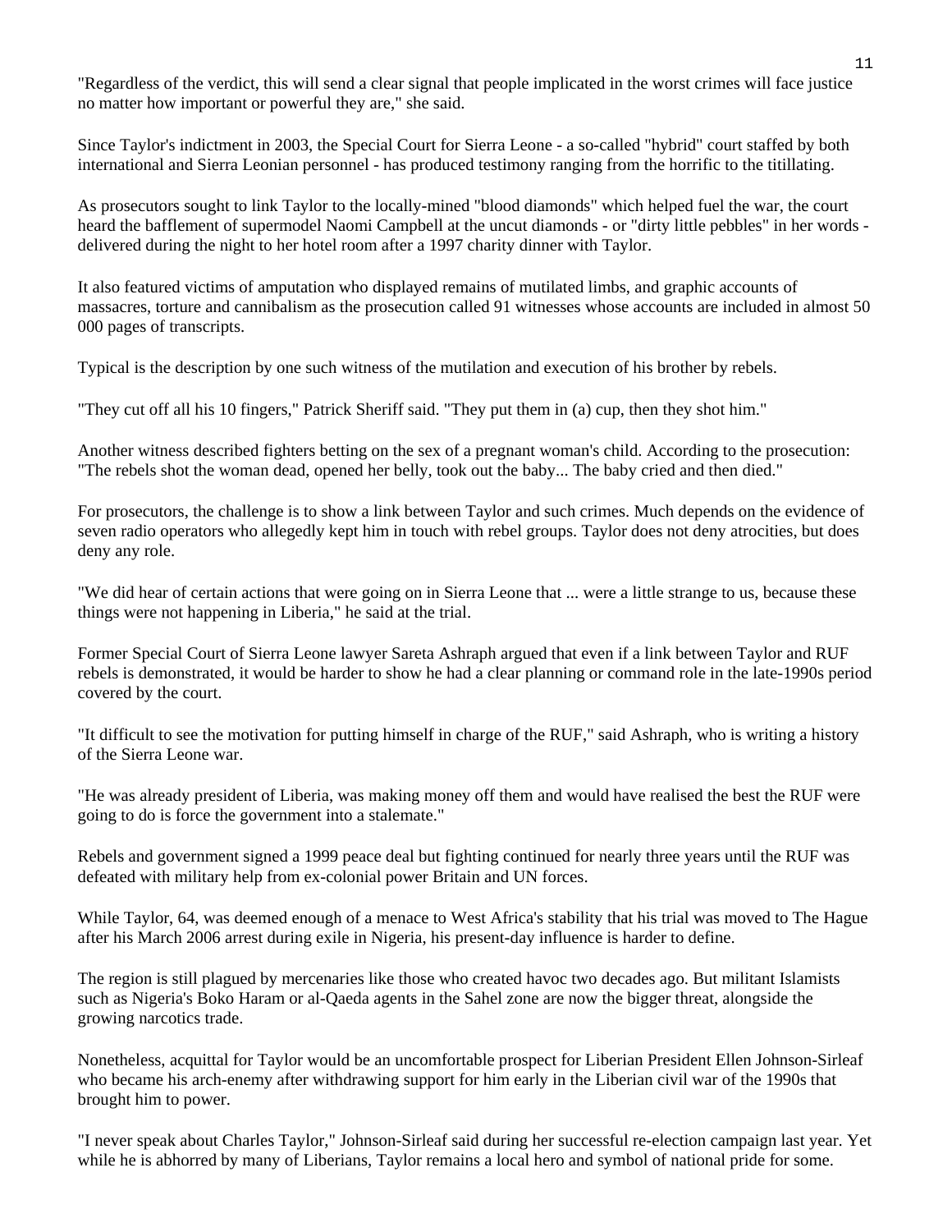"Regardless of the verdict, this will send a clear signal that people implicated in the worst crimes will face justice no matter how important or powerful they are," she said.

Since Taylor's indictment in 2003, the Special Court for Sierra Leone - a so-called "hybrid" court staffed by both international and Sierra Leonian personnel - has produced testimony ranging from the horrific to the titillating.

As prosecutors sought to link Taylor to the locally-mined "blood diamonds" which helped fuel the war, the court heard the bafflement of supermodel Naomi Campbell at the uncut diamonds - or "dirty little pebbles" in her words - delivered during the night to her hotel room after a 1997 charity dinner with Taylor.

It also featured victims of amputation who displayed remains of mutilated limbs, and graphic accounts of massacres, torture and cannibalism as the prosecution called 91 witnesses whose accounts are included in almost 50 000 pages of transcripts.

Typical is the description by one such witness of the mutilation and execution of his brother by rebels.

"They cut off all his 10 fingers," Patrick Sheriff said. "They put them in (a) cup, then they shot him."

Another witness described fighters betting on the sex of a pregnant woman's child. According to the prosecution: "The rebels shot the woman dead, opened her belly, took out the baby... The baby cried and then died."

For prosecutors, the challenge is to show a link between Taylor and such crimes. Much depends on the evidence of seven radio operators who allegedly kept him in touch with rebel groups. Taylor does not deny atrocities, but does deny any role.

"We did hear of certain actions that were going on in Sierra Leone that ... were a little strange to us, because these things were not happening in Liberia," he said at the trial.

Former Special Court of Sierra Leone lawyer Sareta Ashraph argued that even if a link between Taylor and RUF rebels is demonstrated, it would be harder to show he had a clear planning or command role in the late-1990s period covered by the court.

"It difficult to see the motivation for putting himself in charge of the RUF," said Ashraph, who is writing a history of the Sierra Leone war.

"He was already president of Liberia, was making money off them and would have realised the best the RUF were going to do is force the government into a stalemate."

Rebels and government signed a 1999 peace deal but fighting continued for nearly three years until the RUF was defeated with military help from ex-colonial power Britain and UN forces.

While Taylor, 64, was deemed enough of a menace to West Africa's stability that his trial was moved to The Hague after his March 2006 arrest during exile in Nigeria, his present-day influence is harder to define.

The region is still plagued by mercenaries like those who created havoc two decades ago. But militant Islamists such as Nigeria's Boko Haram or al-Qaeda agents in the Sahel zone are now the bigger threat, alongside the growing narcotics trade.

Nonetheless, acquittal for Taylor would be an uncomfortable prospect for Liberian President Ellen Johnson-Sirleaf who became his arch-enemy after withdrawing support for him early in the Liberian civil war of the 1990s that brought him to power.

"I never speak about Charles Taylor," Johnson-Sirleaf said during her successful re-election campaign last year. Yet while he is abhorred by many of Liberians, Taylor remains a local hero and symbol of national pride for some.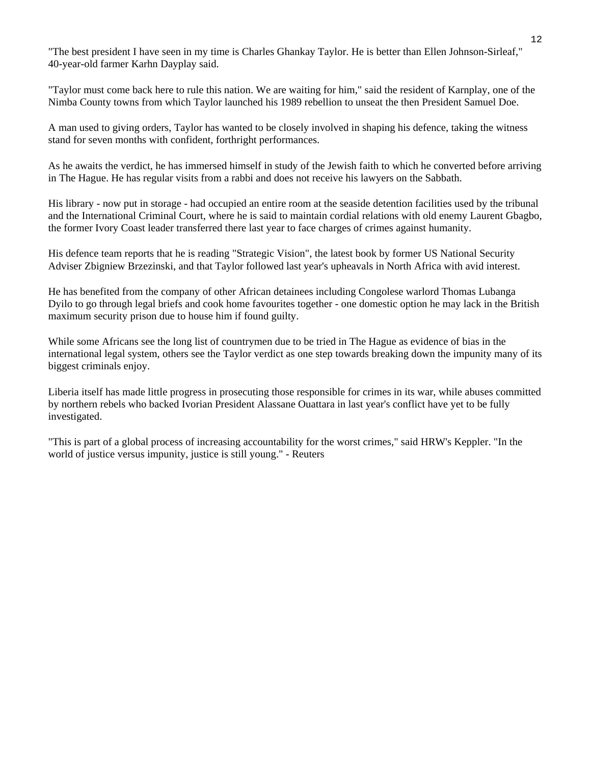"The best president I have seen in my time is Charles Ghankay Taylor. He is better than Ellen Johnson-Sirleaf," 40-year-old farmer Karhn Dayplay said.

"Taylor must come back here to rule this nation. We are waiting for him," said the resident of Karnplay, one of the Nimba County towns from which Taylor launched his 1989 rebellion to unseat the then President Samuel Doe.

A man used to giving orders, Taylor has wanted to be closely involved in shaping his defence, taking the witness stand for seven months with confident, forthright performances.

As he awaits the verdict, he has immersed himself in study of the Jewish faith to which he converted before arriving in The Hague. He has regular visits from a rabbi and does not receive his lawyers on the Sabbath.

His library - now put in storage - had occupied an entire room at the seaside detention facilities used by the tribunal and the International Criminal Court, where he is said to maintain cordial relations with old enemy Laurent Gbagbo, the former Ivory Coast leader transferred there last year to face charges of crimes against humanity.

His defence team reports that he is reading "Strategic Vision", the latest book by former US National Security Adviser Zbigniew Brzezinski, and that Taylor followed last year's upheavals in North Africa with avid interest.

He has benefited from the company of other African detainees including Congolese warlord Thomas Lubanga Dyilo to go through legal briefs and cook home favourites together - one domestic option he may lack in the British maximum security prison due to house him if found guilty.

While some Africans see the long list of countrymen due to be tried in The Hague as evidence of bias in the international legal system, others see the Taylor verdict as one step towards breaking down the impunity many of its biggest criminals enjoy.

Liberia itself has made little progress in prosecuting those responsible for crimes in its war, while abuses committed by northern rebels who backed Ivorian President Alassane Ouattara in last year's conflict have yet to be fully investigated.

"This is part of a global process of increasing accountability for the worst crimes," said HRW's Keppler. "In the world of justice versus impunity, justice is still young." - Reuters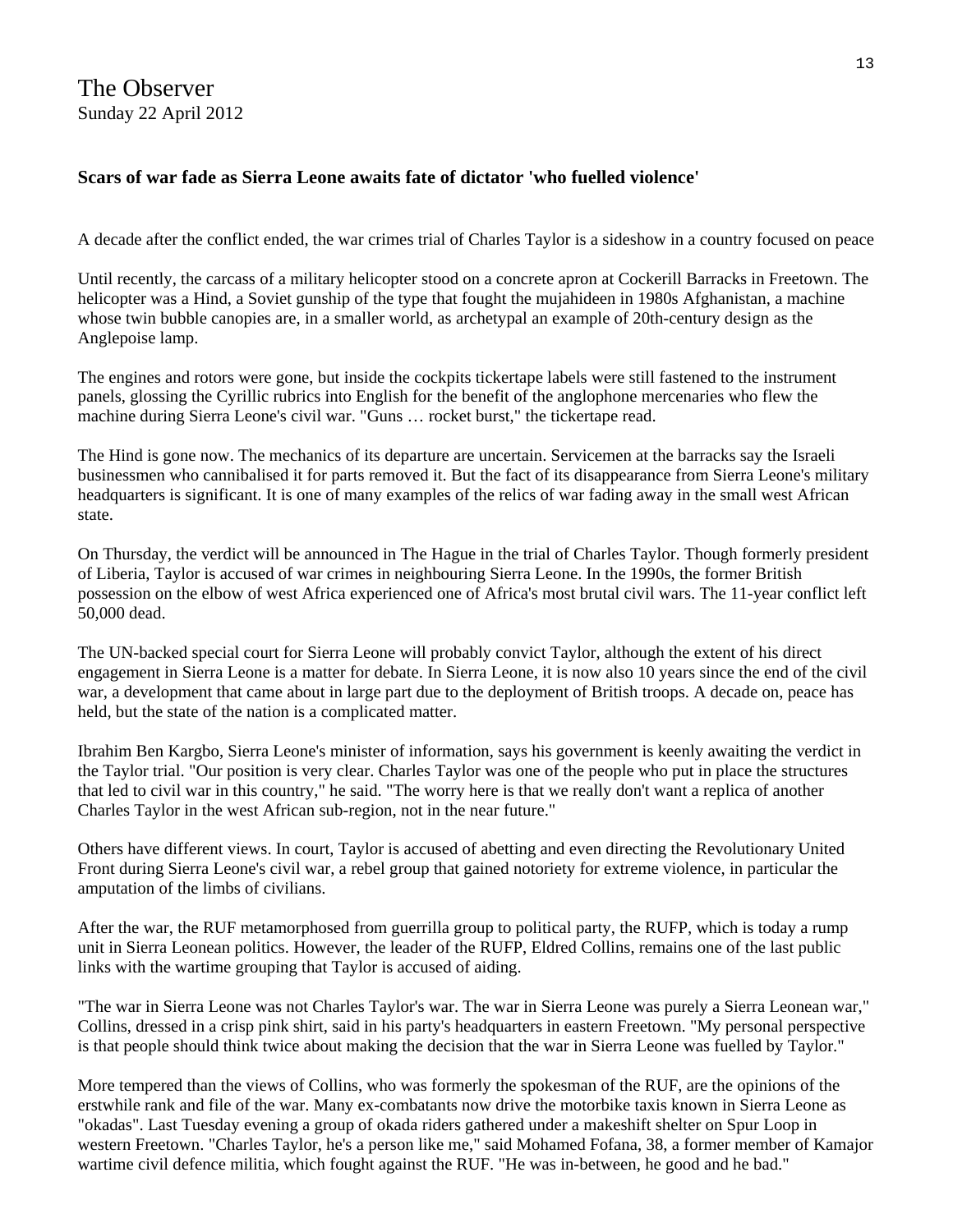The Observer
Sunday 22 April 2012

### Scars of war fade as Sierra Leone awaits fate of dictator 'who fuelled violence'

A decade after the conflict ended, the war crimes trial of Charles Taylor is a sideshow in a country focused on peace

Until recently, the carcass of a military helicopter stood on a concrete apron at Cockerill Barracks in Freetown. The helicopter was a Hind, a Soviet gunship of the type that fought the mujahideen in 1980s Afghanistan, a machine whose twin bubble canopies are, in a smaller world, as archetypal an example of 20th-century design as the Anglepoise lamp.

The engines and rotors were gone, but inside the cockpits tickertape labels were still fastened to the instrument panels, glossing the Cyrillic rubrics into English for the benefit of the anglophone mercenaries who flew the machine during Sierra Leone's civil war. "Guns … rocket burst," the tickertape read.

The Hind is gone now. The mechanics of its departure are uncertain. Servicemen at the barracks say the Israeli businessmen who cannibalised it for parts removed it. But the fact of its disappearance from Sierra Leone's military headquarters is significant. It is one of many examples of the relics of war fading away in the small west African state.

On Thursday, the verdict will be announced in The Hague in the trial of Charles Taylor. Though formerly president of Liberia, Taylor is accused of war crimes in neighbouring Sierra Leone. In the 1990s, the former British possession on the elbow of west Africa experienced one of Africa's most brutal civil wars. The 11-year conflict left 50,000 dead.

The UN-backed special court for Sierra Leone will probably convict Taylor, although the extent of his direct engagement in Sierra Leone is a matter for debate. In Sierra Leone, it is now also 10 years since the end of the civil war, a development that came about in large part due to the deployment of British troops. A decade on, peace has held, but the state of the nation is a complicated matter.

Ibrahim Ben Kargbo, Sierra Leone's minister of information, says his government is keenly awaiting the verdict in the Taylor trial. "Our position is very clear. Charles Taylor was one of the people who put in place the structures that led to civil war in this country," he said. "The worry here is that we really don't want a replica of another Charles Taylor in the west African sub-region, not in the near future."

Others have different views. In court, Taylor is accused of abetting and even directing the Revolutionary United Front during Sierra Leone's civil war, a rebel group that gained notoriety for extreme violence, in particular the amputation of the limbs of civilians.

After the war, the RUF metamorphosed from guerrilla group to political party, the RUFP, which is today a rump unit in Sierra Leonean politics. However, the leader of the RUFP, Eldred Collins, remains one of the last public links with the wartime grouping that Taylor is accused of aiding.

"The war in Sierra Leone was not Charles Taylor's war. The war in Sierra Leone was purely a Sierra Leonean war," Collins, dressed in a crisp pink shirt, said in his party's headquarters in eastern Freetown. "My personal perspective is that people should think twice about making the decision that the war in Sierra Leone was fuelled by Taylor."

More tempered than the views of Collins, who was formerly the spokesman of the RUF, are the opinions of the erstwhile rank and file of the war. Many ex-combatants now drive the motorbike taxis known in Sierra Leone as "okadas". Last Tuesday evening a group of okada riders gathered under a makeshift shelter on Spur Loop in western Freetown. "Charles Taylor, he's a person like me," said Mohamed Fofana, 38, a former member of Kamajor wartime civil defence militia, which fought against the RUF. "He was in-between, he good and he bad."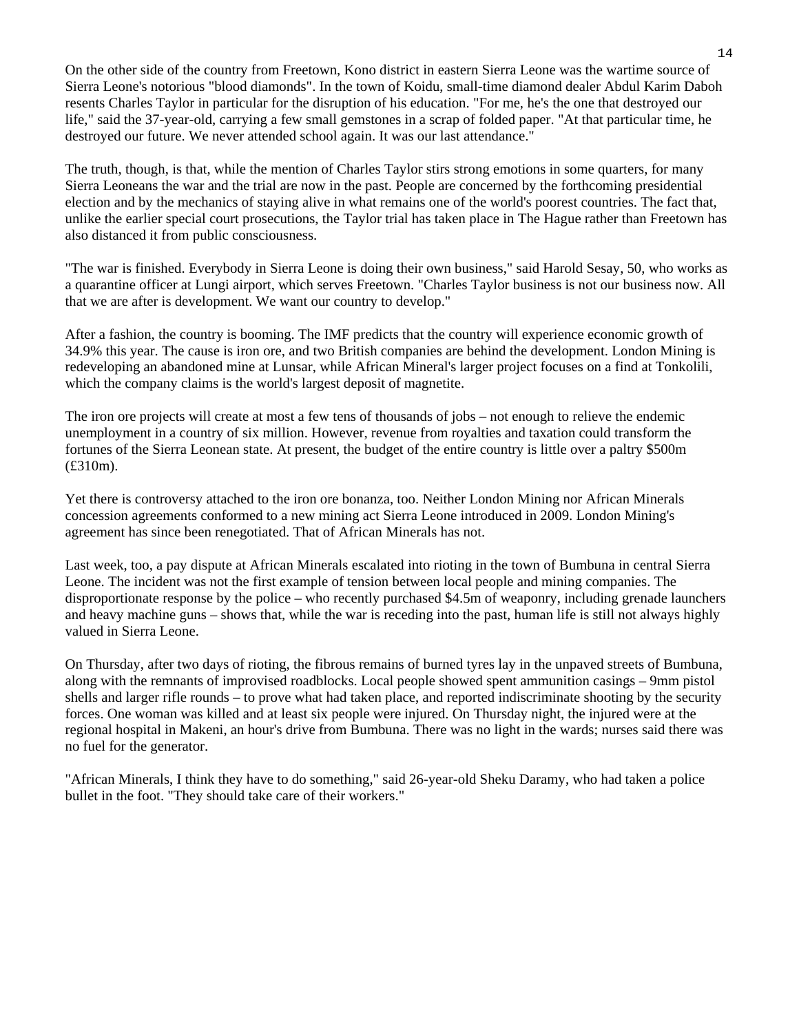On the other side of the country from Freetown, Kono district in eastern Sierra Leone was the wartime source of Sierra Leone's notorious "blood diamonds". In the town of Koidu, small-time diamond dealer Abdul Karim Daboh resents Charles Taylor in particular for the disruption of his education. "For me, he's the one that destroyed our life," said the 37-year-old, carrying a few small gemstones in a scrap of folded paper. "At that particular time, he destroyed our future. We never attended school again. It was our last attendance."

The truth, though, is that, while the mention of Charles Taylor stirs strong emotions in some quarters, for many Sierra Leoneans the war and the trial are now in the past. People are concerned by the forthcoming presidential election and by the mechanics of staying alive in what remains one of the world's poorest countries. The fact that, unlike the earlier special court prosecutions, the Taylor trial has taken place in The Hague rather than Freetown has also distanced it from public consciousness.

"The war is finished. Everybody in Sierra Leone is doing their own business," said Harold Sesay, 50, who works as a quarantine officer at Lungi airport, which serves Freetown. "Charles Taylor business is not our business now. All that we are after is development. We want our country to develop."

After a fashion, the country is booming. The IMF predicts that the country will experience economic growth of 34.9% this year. The cause is iron ore, and two British companies are behind the development. London Mining is redeveloping an abandoned mine at Lunsar, while African Mineral's larger project focuses on a find at Tonkolili, which the company claims is the world's largest deposit of magnetite.

The iron ore projects will create at most a few tens of thousands of jobs – not enough to relieve the endemic unemployment in a country of six million. However, revenue from royalties and taxation could transform the fortunes of the Sierra Leonean state. At present, the budget of the entire country is little over a paltry $500m (£310m).

Yet there is controversy attached to the iron ore bonanza, too. Neither London Mining nor African Minerals concession agreements conformed to a new mining act Sierra Leone introduced in 2009. London Mining's agreement has since been renegotiated. That of African Minerals has not.

Last week, too, a pay dispute at African Minerals escalated into rioting in the town of Bumbuna in central Sierra Leone. The incident was not the first example of tension between local people and mining companies. The disproportionate response by the police – who recently purchased $4.5m of weaponry, including grenade launchers and heavy machine guns – shows that, while the war is receding into the past, human life is still not always highly valued in Sierra Leone.

On Thursday, after two days of rioting, the fibrous remains of burned tyres lay in the unpaved streets of Bumbuna, along with the remnants of improvised roadblocks. Local people showed spent ammunition casings – 9mm pistol shells and larger rifle rounds – to prove what had taken place, and reported indiscriminate shooting by the security forces. One woman was killed and at least six people were injured. On Thursday night, the injured were at the regional hospital in Makeni, an hour's drive from Bumbuna. There was no light in the wards; nurses said there was no fuel for the generator.

"African Minerals, I think they have to do something," said 26-year-old Sheku Daramy, who had taken a police bullet in the foot. "They should take care of their workers."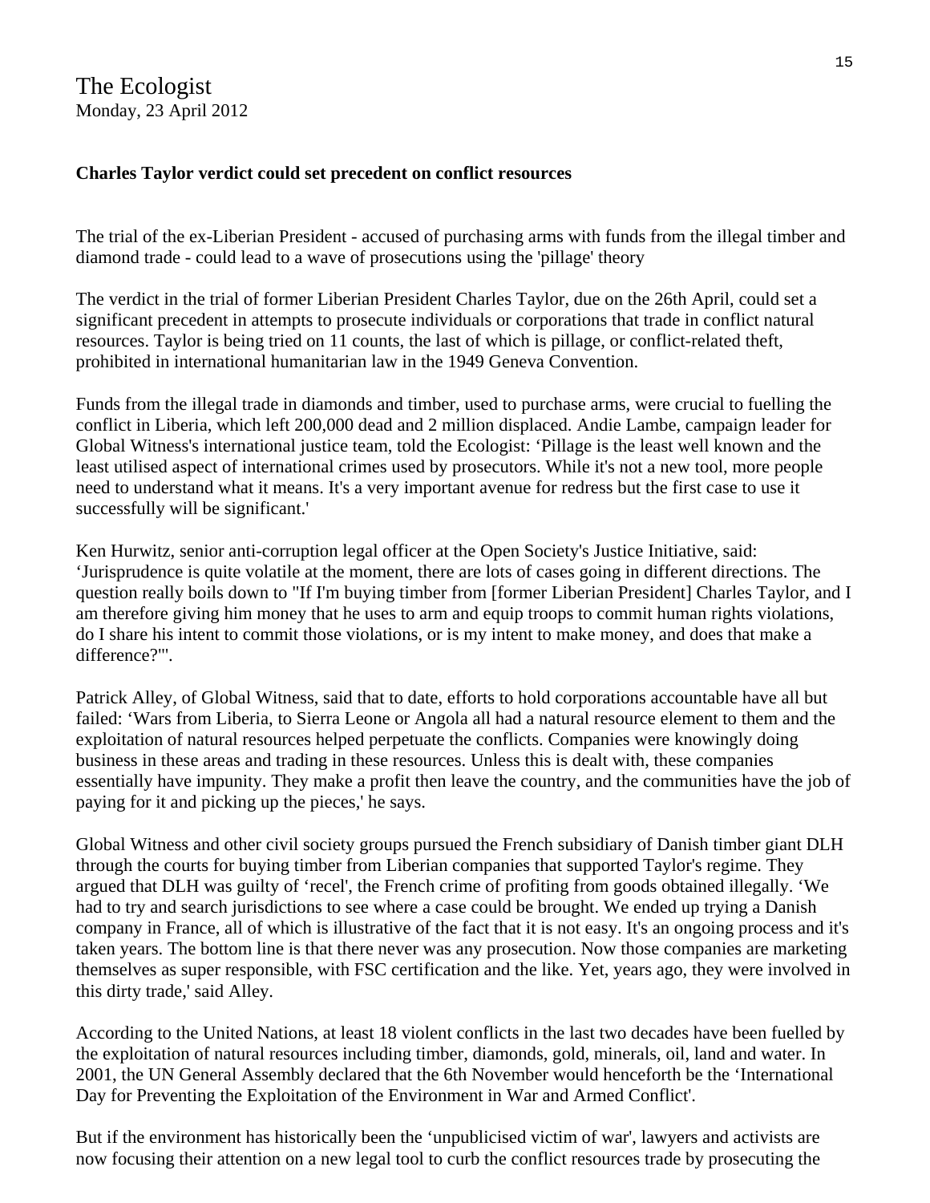The Ecologist
Monday, 23 April 2012

**Charles Taylor verdict could set precedent on conflict resources**

The trial of the ex-Liberian President - accused of purchasing arms with funds from the illegal timber and diamond trade - could lead to a wave of prosecutions using the 'pillage' theory

The verdict in the trial of former Liberian President Charles Taylor, due on the 26th April, could set a significant precedent in attempts to prosecute individuals or corporations that trade in conflict natural resources. Taylor is being tried on 11 counts, the last of which is pillage, or conflict-related theft, prohibited in international humanitarian law in the 1949 Geneva Convention.

Funds from the illegal trade in diamonds and timber, used to purchase arms, were crucial to fuelling the conflict in Liberia, which left 200,000 dead and 2 million displaced. Andie Lambe, campaign leader for Global Witness's international justice team, told the Ecologist: 'Pillage is the least well known and the least utilised aspect of international crimes used by prosecutors. While it's not a new tool, more people need to understand what it means. It's a very important avenue for redress but the first case to use it successfully will be significant.'

Ken Hurwitz, senior anti-corruption legal officer at the Open Society's Justice Initiative, said: 'Jurisprudence is quite volatile at the moment, there are lots of cases going in different directions. The question really boils down to "If I'm buying timber from [former Liberian President] Charles Taylor, and I am therefore giving him money that he uses to arm and equip troops to commit human rights violations, do I share his intent to commit those violations, or is my intent to make money, and does that make a difference?"'.

Patrick Alley, of Global Witness, said that to date, efforts to hold corporations accountable have all but failed: 'Wars from Liberia, to Sierra Leone or Angola all had a natural resource element to them and the exploitation of natural resources helped perpetuate the conflicts. Companies were knowingly doing business in these areas and trading in these resources. Unless this is dealt with, these companies essentially have impunity. They make a profit then leave the country, and the communities have the job of paying for it and picking up the pieces,' he says.

Global Witness and other civil society groups pursued the French subsidiary of Danish timber giant DLH through the courts for buying timber from Liberian companies that supported Taylor's regime. They argued that DLH was guilty of 'recel', the French crime of profiting from goods obtained illegally. 'We had to try and search jurisdictions to see where a case could be brought. We ended up trying a Danish company in France, all of which is illustrative of the fact that it is not easy. It's an ongoing process and it's taken years. The bottom line is that there never was any prosecution. Now those companies are marketing themselves as super responsible, with FSC certification and the like. Yet, years ago, they were involved in this dirty trade,' said Alley.

According to the United Nations, at least 18 violent conflicts in the last two decades have been fuelled by the exploitation of natural resources including timber, diamonds, gold, minerals, oil, land and water. In 2001, the UN General Assembly declared that the 6th November would henceforth be the 'International Day for Preventing the Exploitation of the Environment in War and Armed Conflict'.

But if the environment has historically been the 'unpublicised victim of war', lawyers and activists are now focusing their attention on a new legal tool to curb the conflict resources trade by prosecuting the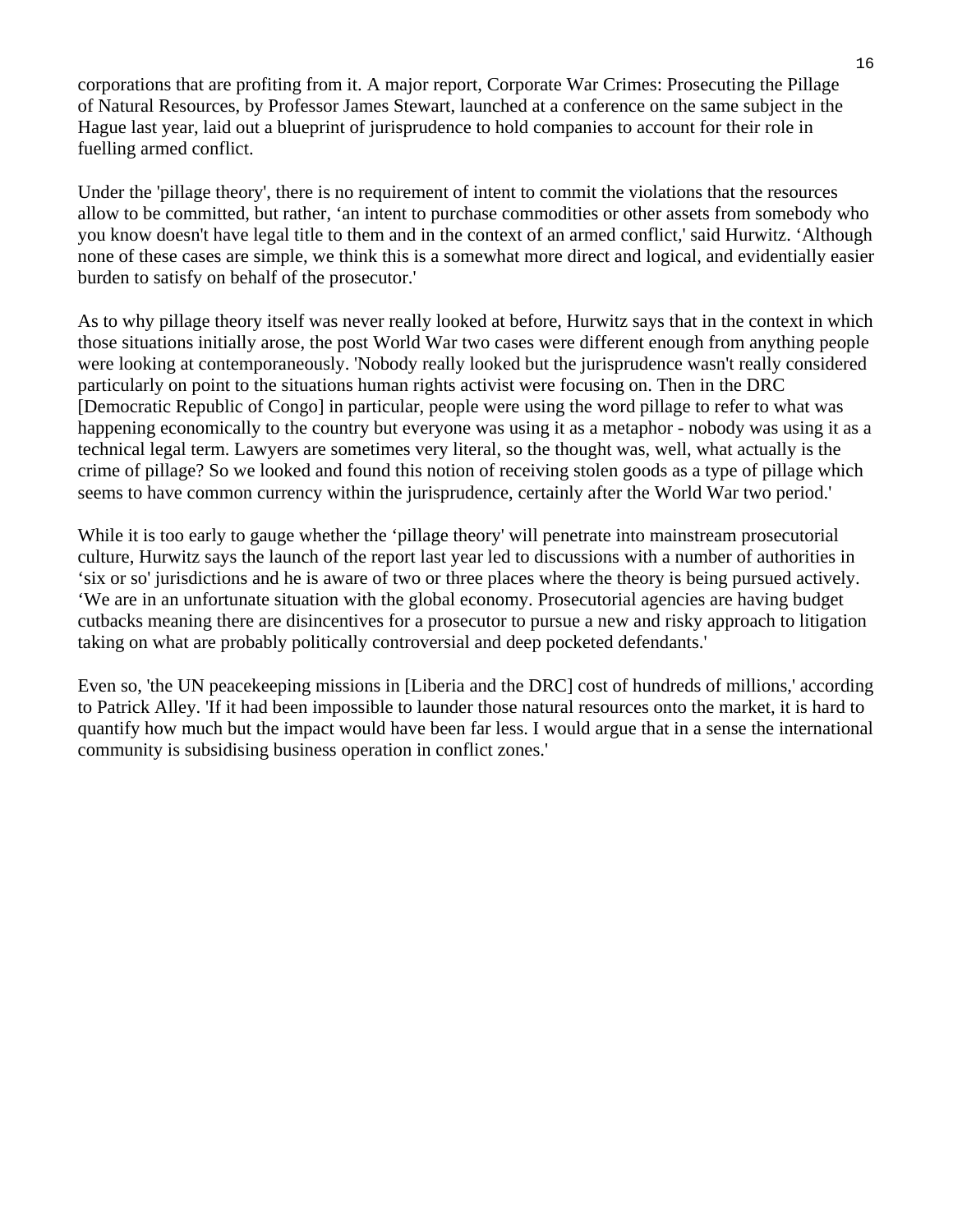corporations that are profiting from it. A major report, Corporate War Crimes: Prosecuting the Pillage of Natural Resources, by Professor James Stewart, launched at a conference on the same subject in the Hague last year, laid out a blueprint of jurisprudence to hold companies to account for their role in fuelling armed conflict.

Under the 'pillage theory', there is no requirement of intent to commit the violations that the resources allow to be committed, but rather, ‘an intent to purchase commodities or other assets from somebody who you know doesn't have legal title to them and in the context of an armed conflict,' said Hurwitz. ‘Although none of these cases are simple, we think this is a somewhat more direct and logical, and evidentially easier burden to satisfy on behalf of the prosecutor.'

As to why pillage theory itself was never really looked at before, Hurwitz says that in the context in which those situations initially arose, the post World War two cases were different enough from anything people were looking at contemporaneously. 'Nobody really looked but the jurisprudence wasn't really considered particularly on point to the situations human rights activist were focusing on. Then in the DRC [Democratic Republic of Congo] in particular, people were using the word pillage to refer to what was happening economically to the country but everyone was using it as a metaphor - nobody was using it as a technical legal term. Lawyers are sometimes very literal, so the thought was, well, what actually is the crime of pillage? So we looked and found this notion of receiving stolen goods as a type of pillage which seems to have common currency within the jurisprudence, certainly after the World War two period.'

While it is too early to gauge whether the ‘pillage theory' will penetrate into mainstream prosecutorial culture, Hurwitz says the launch of the report last year led to discussions with a number of authorities in ‘six or so' jurisdictions and he is aware of two or three places where the theory is being pursued actively. ‘We are in an unfortunate situation with the global economy. Prosecutorial agencies are having budget cutbacks meaning there are disincentives for a prosecutor to pursue a new and risky approach to litigation taking on what are probably politically controversial and deep pocketed defendants.'

Even so, 'the UN peacekeeping missions in [Liberia and the DRC] cost of hundreds of millions,' according to Patrick Alley. 'If it had been impossible to launder those natural resources onto the market, it is hard to quantify how much but the impact would have been far less. I would argue that in a sense the international community is subsidising business operation in conflict zones.'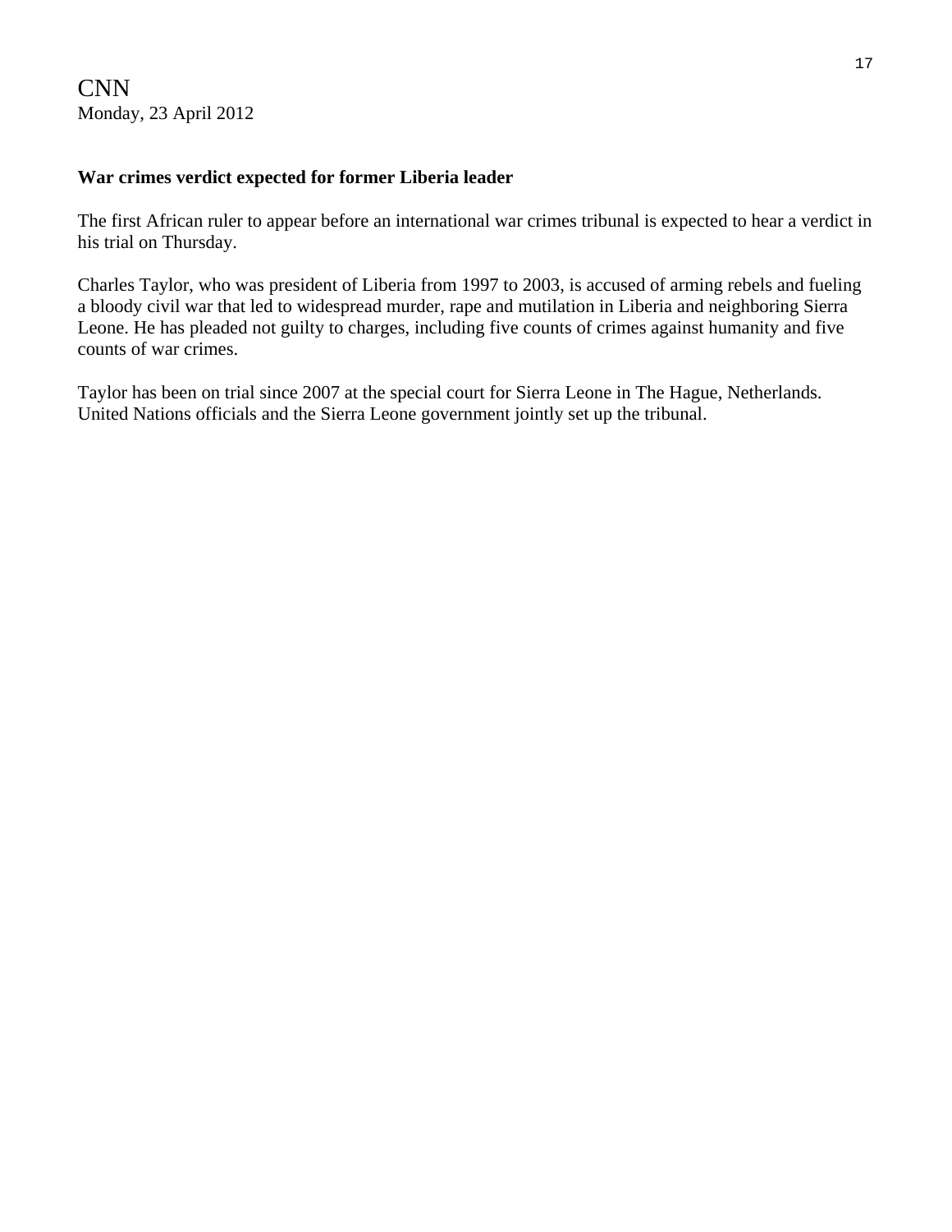CNN
Monday, 23 April 2012

**War crimes verdict expected for former Liberia leader**

The first African ruler to appear before an international war crimes tribunal is expected to hear a verdict in his trial on Thursday.

Charles Taylor, who was president of Liberia from 1997 to 2003, is accused of arming rebels and fueling a bloody civil war that led to widespread murder, rape and mutilation in Liberia and neighboring Sierra Leone. He has pleaded not guilty to charges, including five counts of crimes against humanity and five counts of war crimes.

Taylor has been on trial since 2007 at the special court for Sierra Leone in The Hague, Netherlands. United Nations officials and the Sierra Leone government jointly set up the tribunal.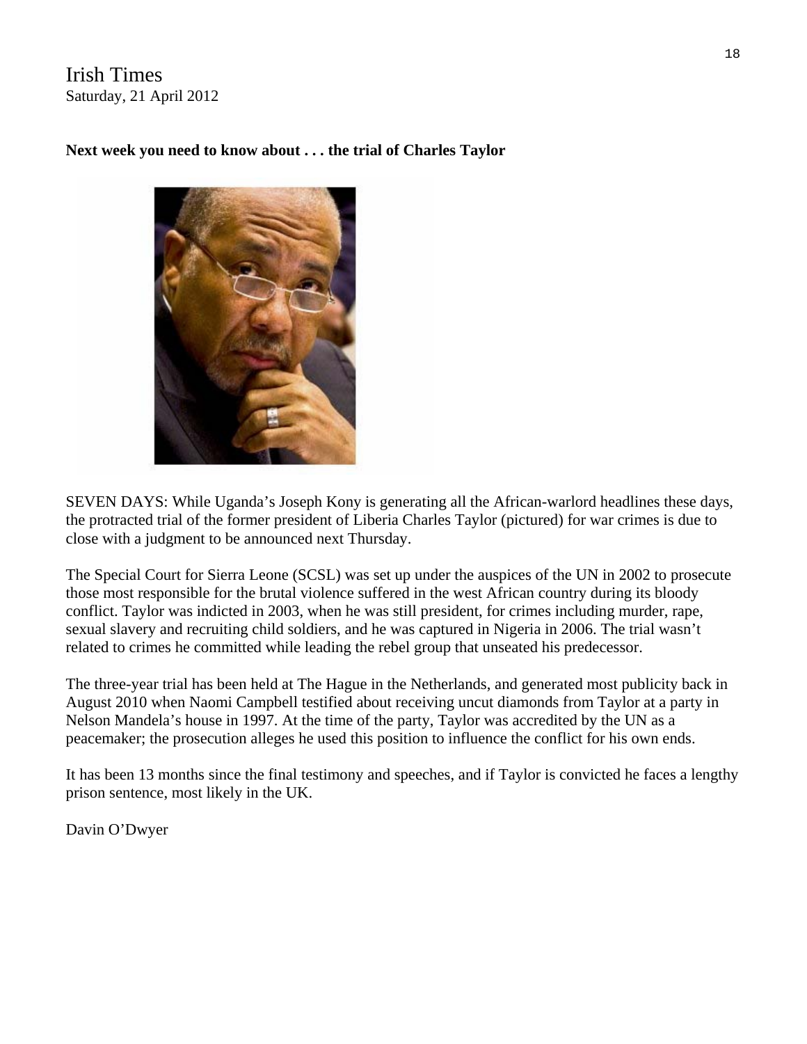Irish Times
Saturday, 21 April 2012

**Next week you need to know about . . . the trial of Charles Taylor**

SEVEN DAYS: While Uganda's Joseph Kony is generating all the African-warlord headlines these days, the protracted trial of the former president of Liberia Charles Taylor (pictured) for war crimes is due to close with a judgment to be announced next Thursday.

The Special Court for Sierra Leone (SCSL) was set up under the auspices of the UN in 2002 to prosecute those most responsible for the brutal violence suffered in the west African country during its bloody conflict. Taylor was indicted in 2003, when he was still president, for crimes including murder, rape, sexual slavery and recruiting child soldiers, and he was captured in Nigeria in 2006. The trial wasn't related to crimes he committed while leading the rebel group that unseated his predecessor.

The three-year trial has been held at The Hague in the Netherlands, and generated most publicity back in August 2010 when Naomi Campbell testified about receiving uncut diamonds from Taylor at a party in Nelson Mandela's house in 1997. At the time of the party, Taylor was accredited by the UN as a peacemaker; the prosecution alleges he used this position to influence the conflict for his own ends.

It has been 13 months since the final testimony and speeches, and if Taylor is convicted he faces a lengthy prison sentence, most likely in the UK.

Davin O'Dwyer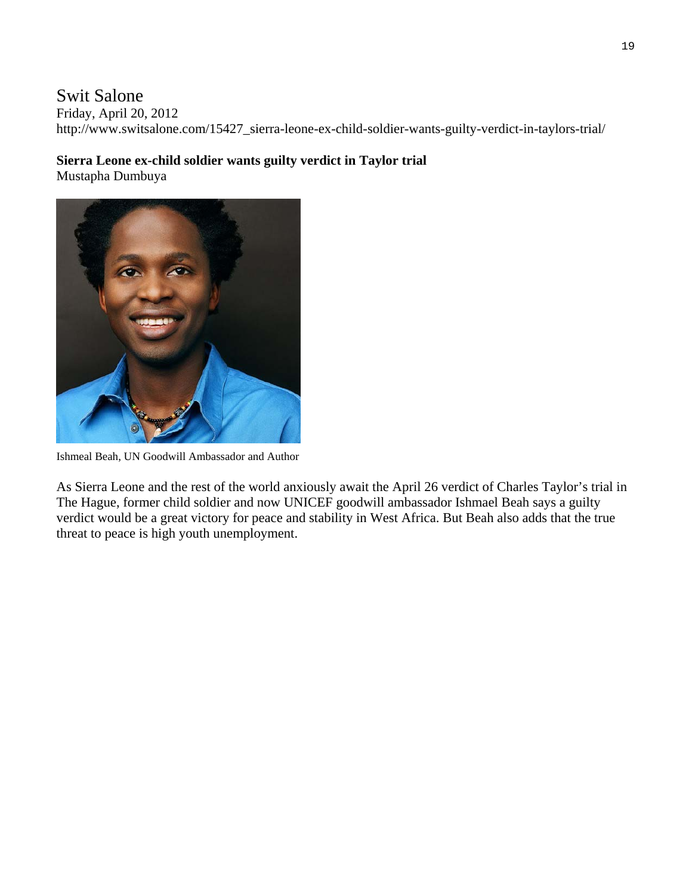Swit Salone
Friday, April 20, 2012
http://www.switsalone.com/15427_sierra-leone-ex-child-soldier-wants-guilty-verdict-in-taylors-trial/

**Sierra Leone ex-child soldier wants guilty verdict in Taylor trial**
Mustapha Dumbuya

Ishmeal Beah, UN Goodwill Ambassador and Author

As Sierra Leone and the rest of the world anxiously await the April 26 verdict of Charles Taylor's trial in The Hague, former child soldier and now UNICEF goodwill ambassador Ishmael Beah says a guilty verdict would be a great victory for peace and stability in West Africa. But Beah also adds that the true threat to peace is high youth unemployment.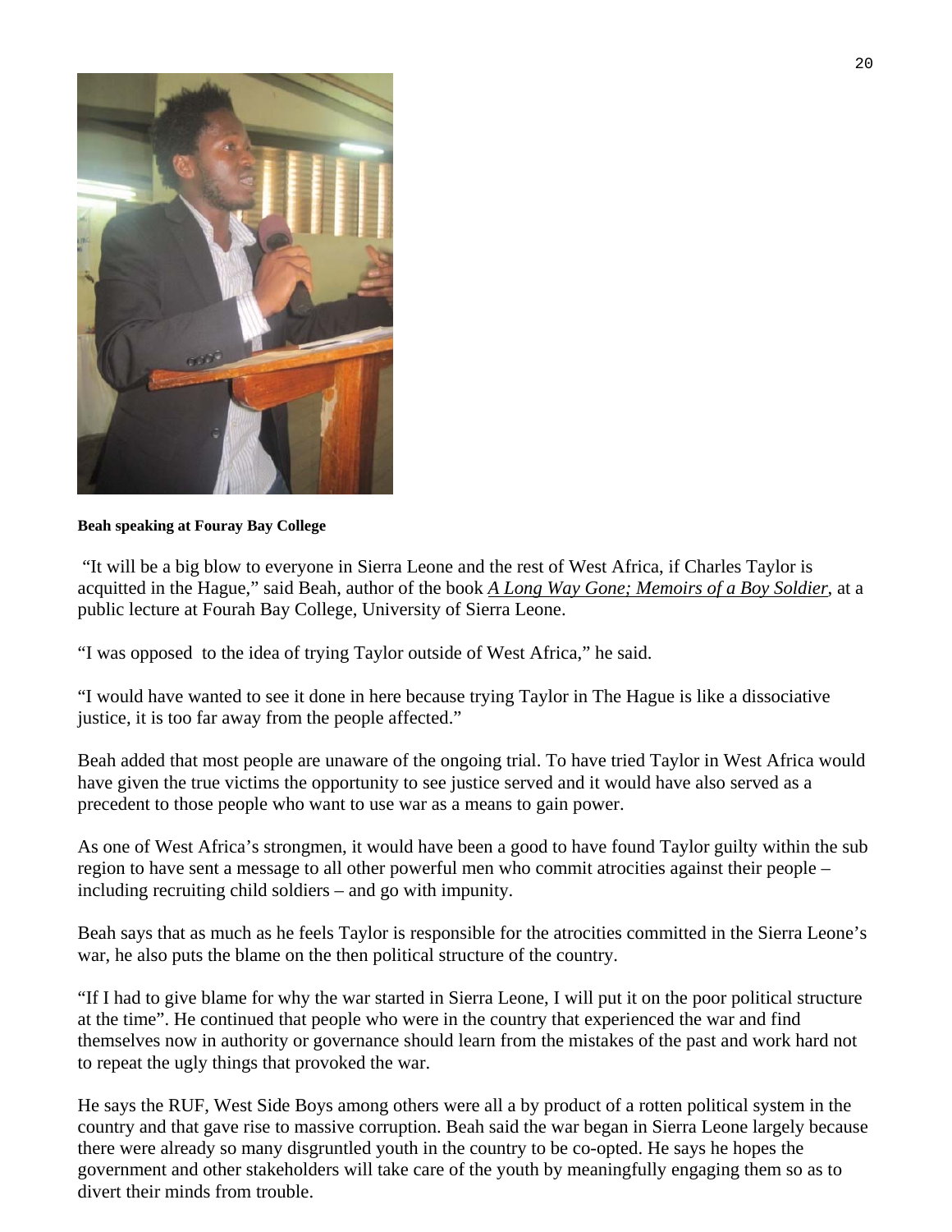**Beah speaking at Fouray Bay College**

"It will be a big blow to everyone in Sierra Leone and the rest of West Africa, if Charles Taylor is acquitted in the Hague," said Beah, author of the book *A Long Way Gone; Memoirs of a Boy Soldier*, at a public lecture at Fourah Bay College, University of Sierra Leone.

"I was opposed to the idea of trying Taylor outside of West Africa," he said.

"I would have wanted to see it done in here because trying Taylor in The Hague is like a dissociative justice, it is too far away from the people affected."

Beah added that most people are unaware of the ongoing trial. To have tried Taylor in West Africa would have given the true victims the opportunity to see justice served and it would have also served as a precedent to those people who want to use war as a means to gain power.

As one of West Africa's strongmen, it would have been a good to have found Taylor guilty within the sub region to have sent a message to all other powerful men who commit atrocities against their people – including recruiting child soldiers – and go with impunity.

Beah says that as much as he feels Taylor is responsible for the atrocities committed in the Sierra Leone's war, he also puts the blame on the then political structure of the country.

"If I had to give blame for why the war started in Sierra Leone, I will put it on the poor political structure at the time". He continued that people who were in the country that experienced the war and find themselves now in authority or governance should learn from the mistakes of the past and work hard not to repeat the ugly things that provoked the war.

He says the RUF, West Side Boys among others were all a by product of a rotten political system in the country and that gave rise to massive corruption. Beah said the war began in Sierra Leone largely because there were already so many disgruntled youth in the country to be co-opted. He says he hopes the government and other stakeholders will take care of the youth by meaningfully engaging them so as to divert their minds from trouble.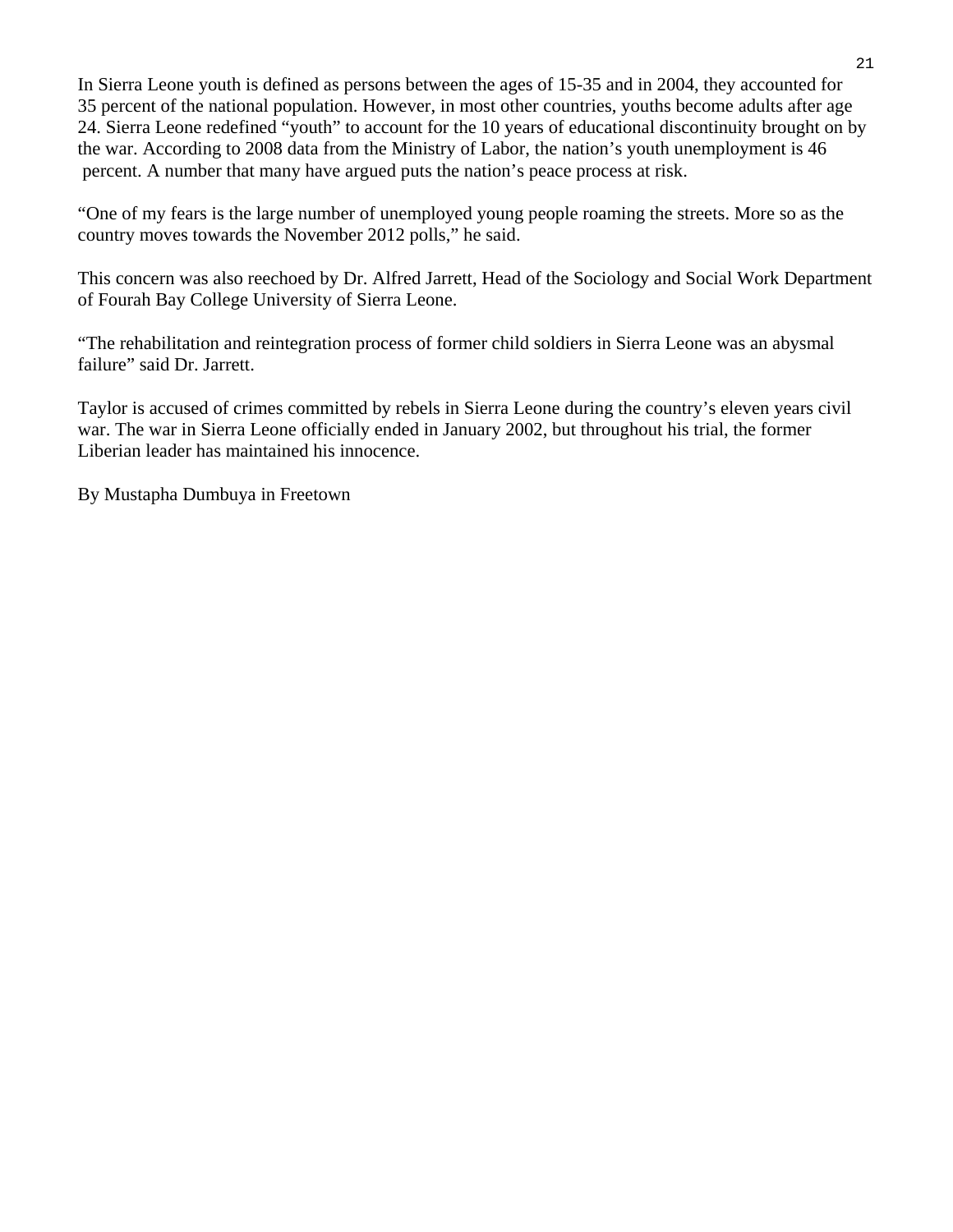In Sierra Leone youth is defined as persons between the ages of 15-35 and in 2004, they accounted for 35 percent of the national population. However, in most other countries, youths become adults after age 24. Sierra Leone redefined "youth" to account for the 10 years of educational discontinuity brought on by the war. According to 2008 data from the Ministry of Labor, the nation's youth unemployment is 46 percent. A number that many have argued puts the nation's peace process at risk.

"One of my fears is the large number of unemployed young people roaming the streets. More so as the country moves towards the November 2012 polls," he said.

This concern was also reechoed by Dr. Alfred Jarrett, Head of the Sociology and Social Work Department of Fourah Bay College University of Sierra Leone.

"The rehabilitation and reintegration process of former child soldiers in Sierra Leone was an abysmal failure" said Dr. Jarrett.

Taylor is accused of crimes committed by rebels in Sierra Leone during the country's eleven years civil war. The war in Sierra Leone officially ended in January 2002, but throughout his trial, the former Liberian leader has maintained his innocence.

By Mustapha Dumbuya in Freetown